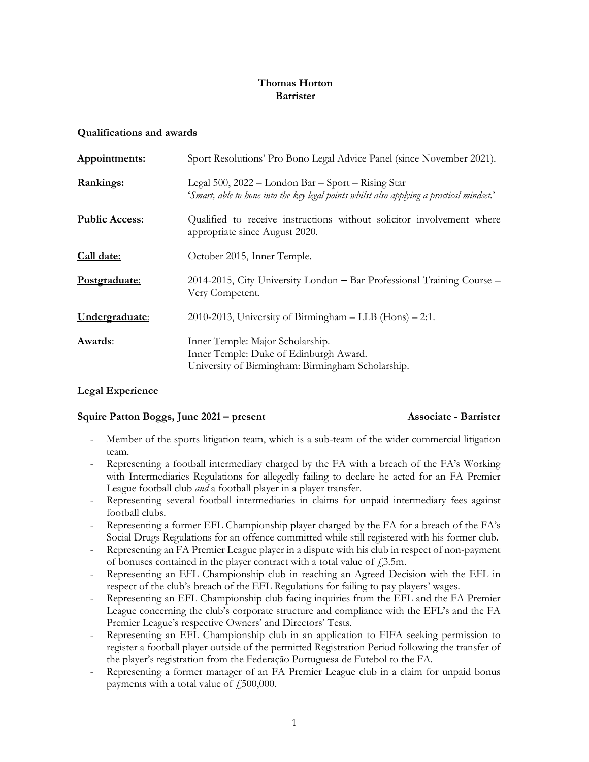**Thomas Horton**
**Barrister**

## Qualifications and awards

| | |
|---|---|
| **Appointments:** | Sport Resolutions' Pro Bono Legal Advice Panel (since November 2021). |
| **Rankings:** | Legal 500, 2022 – London Bar – Sport – Rising Star<br>'*Smart, able to hone into the key legal points whilst also applying a practical mindset.*' |
| **Public Access**: | Qualified to receive instructions without solicitor involvement where appropriate since August 2020. |
| **Call date:** | October 2015, Inner Temple. |
| **Postgraduate**: | 2014-2015, City University London **–** Bar Professional Training Course – Very Competent. |
| **Undergraduate**: | 2010-2013, University of Birmingham – LLB (Hons) – 2:1. |
| **Awards**: | Inner Temple: Major Scholarship.<br>Inner Temple: Duke of Edinburgh Award.<br>University of Birmingham: Birmingham Scholarship. |

## Legal Experience

**Squire Patton Boggs, June 2021 – present** **Associate - Barrister**

- Member of the sports litigation team, which is a sub-team of the wider commercial litigation team.
- Representing a football intermediary charged by the FA with a breach of the FA's Working with Intermediaries Regulations for allegedly failing to declare he acted for an FA Premier League football club *and* a football player in a player transfer.
- Representing several football intermediaries in claims for unpaid intermediary fees against football clubs.
- Representing a former EFL Championship player charged by the FA for a breach of the FA's Social Drugs Regulations for an offence committed while still registered with his former club.
- Representing an FA Premier League player in a dispute with his club in respect of non-payment of bonuses contained in the player contract with a total value of £3.5m.
- Representing an EFL Championship club in reaching an Agreed Decision with the EFL in respect of the club's breach of the EFL Regulations for failing to pay players' wages.
- Representing an EFL Championship club facing inquiries from the EFL and the FA Premier League concerning the club's corporate structure and compliance with the EFL's and the FA Premier League's respective Owners' and Directors' Tests.
- Representing an EFL Championship club in an application to FIFA seeking permission to register a football player outside of the permitted Registration Period following the transfer of the player's registration from the Federação Portuguesa de Futebol to the FA.
- Representing a former manager of an FA Premier League club in a claim for unpaid bonus payments with a total value of £500,000.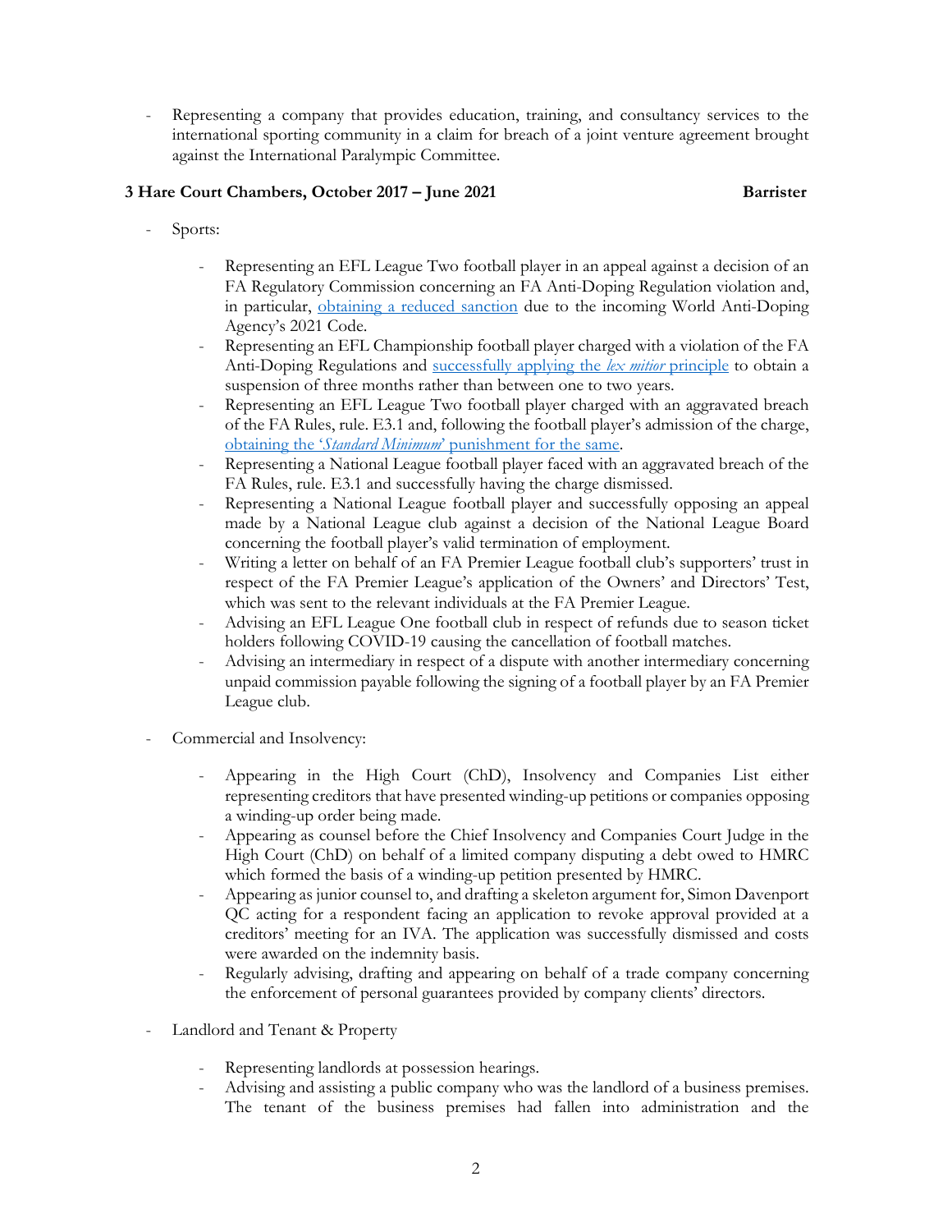- Representing a company that provides education, training, and consultancy services to the international sporting community in a claim for breach of a joint venture agreement brought against the International Paralympic Committee.

**3 Hare Court Chambers, October 2017 – June 2021** **Barrister**

- Sports:

  - Representing an EFL League Two football player in an appeal against a decision of an FA Regulatory Commission concerning an FA Anti-Doping Regulation violation and, in particular, obtaining a reduced sanction due to the incoming World Anti-Doping Agency's 2021 Code.
  - Representing an EFL Championship football player charged with a violation of the FA Anti-Doping Regulations and successfully applying the *lex mitior* principle to obtain a suspension of three months rather than between one to two years.
  - Representing an EFL League Two football player charged with an aggravated breach of the FA Rules, rule. E3.1 and, following the football player's admission of the charge, obtaining the '*Standard Minimum*' punishment for the same.
  - Representing a National League football player faced with an aggravated breach of the FA Rules, rule. E3.1 and successfully having the charge dismissed.
  - Representing a National League football player and successfully opposing an appeal made by a National League club against a decision of the National League Board concerning the football player's valid termination of employment.
  - Writing a letter on behalf of an FA Premier League football club's supporters' trust in respect of the FA Premier League's application of the Owners' and Directors' Test, which was sent to the relevant individuals at the FA Premier League.
  - Advising an EFL League One football club in respect of refunds due to season ticket holders following COVID-19 causing the cancellation of football matches.
  - Advising an intermediary in respect of a dispute with another intermediary concerning unpaid commission payable following the signing of a football player by an FA Premier League club.

- Commercial and Insolvency:

  - Appearing in the High Court (ChD), Insolvency and Companies List either representing creditors that have presented winding-up petitions or companies opposing a winding-up order being made.
  - Appearing as counsel before the Chief Insolvency and Companies Court Judge in the High Court (ChD) on behalf of a limited company disputing a debt owed to HMRC which formed the basis of a winding-up petition presented by HMRC.
  - Appearing as junior counsel to, and drafting a skeleton argument for, Simon Davenport QC acting for a respondent facing an application to revoke approval provided at a creditors' meeting for an IVA. The application was successfully dismissed and costs were awarded on the indemnity basis.
  - Regularly advising, drafting and appearing on behalf of a trade company concerning the enforcement of personal guarantees provided by company clients' directors.

- Landlord and Tenant & Property

  - Representing landlords at possession hearings.
  - Advising and assisting a public company who was the landlord of a business premises. The tenant of the business premises had fallen into administration and the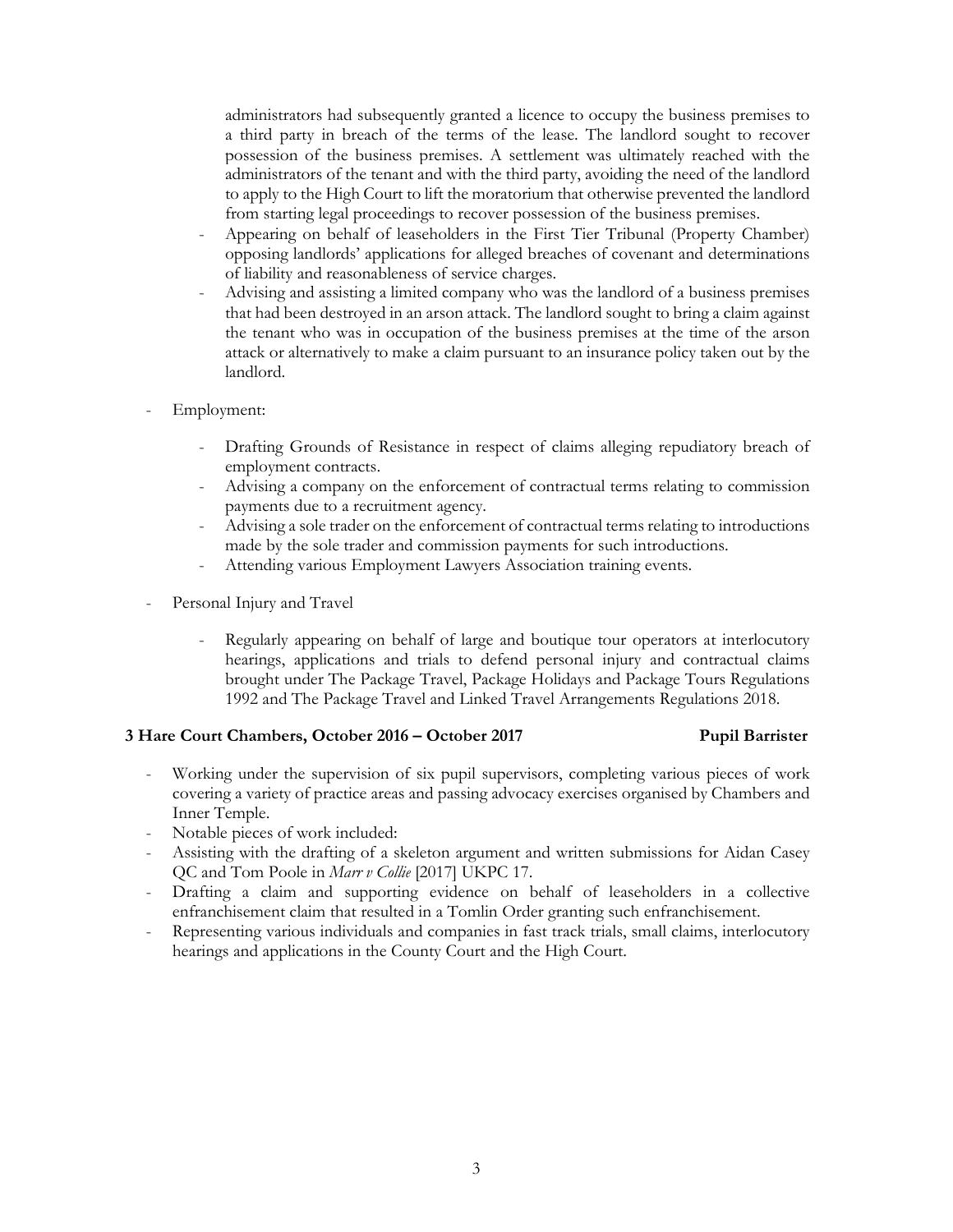administrators had subsequently granted a licence to occupy the business premises to a third party in breach of the terms of the lease. The landlord sought to recover possession of the business premises. A settlement was ultimately reached with the administrators of the tenant and with the third party, avoiding the need of the landlord to apply to the High Court to lift the moratorium that otherwise prevented the landlord from starting legal proceedings to recover possession of the business premises.

- Appearing on behalf of leaseholders in the First Tier Tribunal (Property Chamber) opposing landlords' applications for alleged breaches of covenant and determinations of liability and reasonableness of service charges.
- Advising and assisting a limited company who was the landlord of a business premises that had been destroyed in an arson attack. The landlord sought to bring a claim against the tenant who was in occupation of the business premises at the time of the arson attack or alternatively to make a claim pursuant to an insurance policy taken out by the landlord.

- Employment:
    - Drafting Grounds of Resistance in respect of claims alleging repudiatory breach of employment contracts.
    - Advising a company on the enforcement of contractual terms relating to commission payments due to a recruitment agency.
    - Advising a sole trader on the enforcement of contractual terms relating to introductions made by the sole trader and commission payments for such introductions.
    - Attending various Employment Lawyers Association training events.

- Personal Injury and Travel
    - Regularly appearing on behalf of large and boutique tour operators at interlocutory hearings, applications and trials to defend personal injury and contractual claims brought under The Package Travel, Package Holidays and Package Tours Regulations 1992 and The Package Travel and Linked Travel Arrangements Regulations 2018.

**3 Hare Court Chambers, October 2016 – October 2017** **Pupil Barrister**

- Working under the supervision of six pupil supervisors, completing various pieces of work covering a variety of practice areas and passing advocacy exercises organised by Chambers and Inner Temple.
- Notable pieces of work included:
- Assisting with the drafting of a skeleton argument and written submissions for Aidan Casey QC and Tom Poole in *Marr v Collie* [2017] UKPC 17.
- Drafting a claim and supporting evidence on behalf of leaseholders in a collective enfranchisement claim that resulted in a Tomlin Order granting such enfranchisement.
- Representing various individuals and companies in fast track trials, small claims, interlocutory hearings and applications in the County Court and the High Court.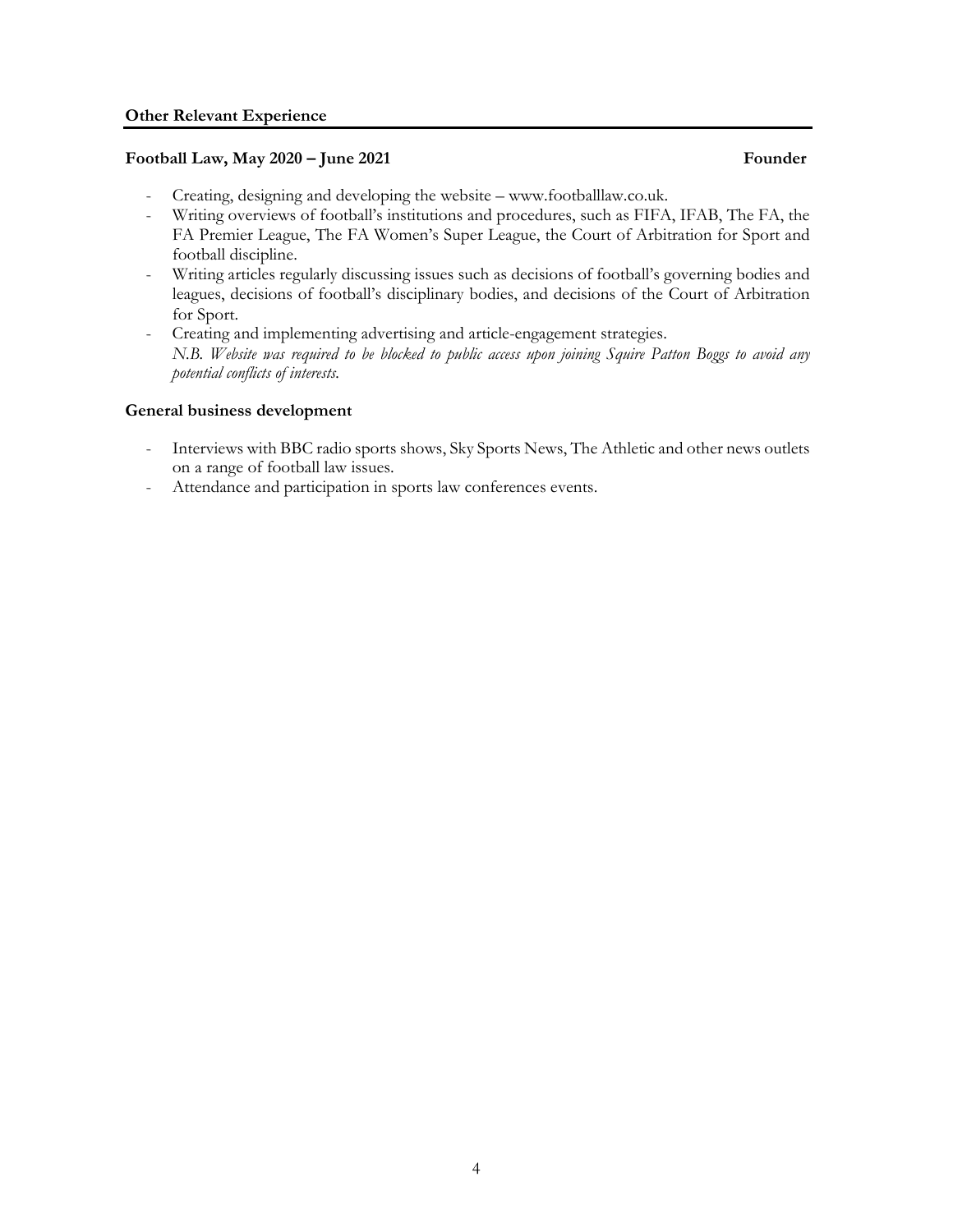## Other Relevant Experience

**Football Law, May 2020 – June 2021** **Founder**

- Creating, designing and developing the website – www.footballlaw.co.uk.
- Writing overviews of football's institutions and procedures, such as FIFA, IFAB, The FA, the FA Premier League, The FA Women's Super League, the Court of Arbitration for Sport and football discipline.
- Writing articles regularly discussing issues such as decisions of football's governing bodies and leagues, decisions of football's disciplinary bodies, and decisions of the Court of Arbitration for Sport.
- Creating and implementing advertising and article-engagement strategies.

  *N.B. Website was required to be blocked to public access upon joining Squire Patton Boggs to avoid any potential conflicts of interests.*

**General business development**

- Interviews with BBC radio sports shows, Sky Sports News, The Athletic and other news outlets on a range of football law issues.
- Attendance and participation in sports law conferences events.